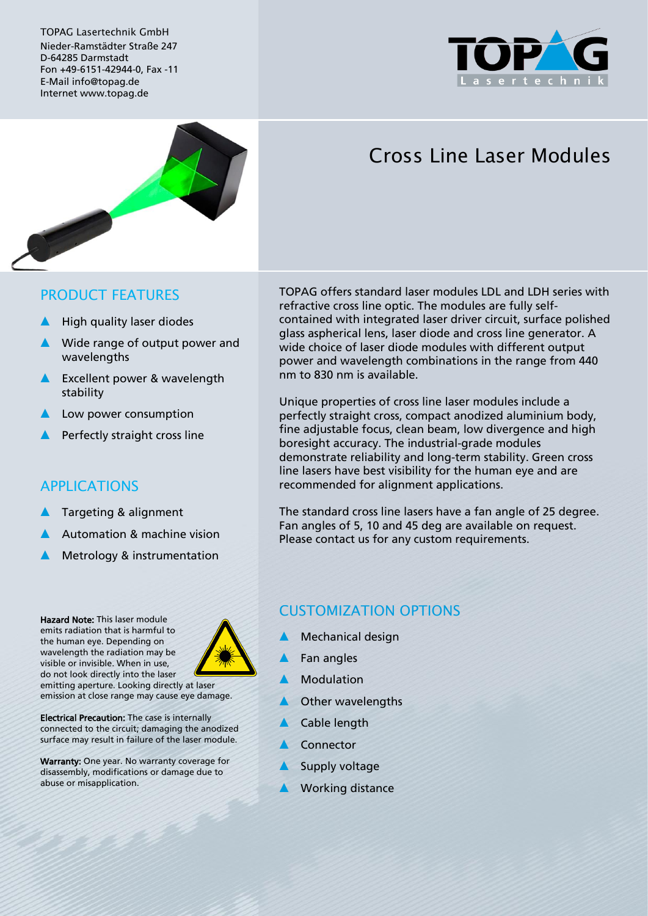TOPAG Lasertechnik GmbH
Nieder-Ramstädter Straße 247
D-64285 Darmstadt
Fon +49-6151-42944-0, Fax -11
E-Mail info@topag.de
Internet www.topag.de

# Cross Line Laser Modules

TOPAG offers standard laser modules LDL and LDH series with refractive cross line optic. The modules are fully self-contained with integrated laser driver circuit, surface polished glass aspherical lens, laser diode and cross line generator. A wide choice of laser diode modules with different output power and wavelength combinations in the range from 440 nm to 830 nm is available.

Unique properties of cross line laser modules include a perfectly straight cross, compact anodized aluminium body, fine adjustable focus, clean beam, low divergence and high boresight accuracy. The industrial-grade modules demonstrate reliability and long-term stability. Green cross line lasers have best visibility for the human eye and are recommended for alignment applications.

The standard cross line lasers have a fan angle of 25 degree. Fan angles of 5, 10 and 45 deg are available on request. Please contact us for any custom requirements.

## PRODUCT FEATURES

- High quality laser diodes
- Wide range of output power and wavelengths
- Excellent power & wavelength stability
- Low power consumption
- Perfectly straight cross line

## APPLICATIONS

- Targeting & alignment
- Automation & machine vision
- Metrology & instrumentation

## CUSTOMIZATION OPTIONS

- Mechanical design
- Fan angles
- Modulation
- Other wavelengths
- Cable length
- Connector
- Supply voltage
- Working distance

**Hazard Note:** This laser module emits radiation that is harmful to the human eye. Depending on wavelength the radiation may be visible or invisible. When in use, do not look directly into the laser emitting aperture. Looking directly at laser emission at close range may cause eye damage.

**Electrical Precaution:** The case is internally connected to the circuit; damaging the anodized surface may result in failure of the laser module.

**Warranty:** One year. No warranty coverage for disassembly, modifications or damage due to abuse or misapplication.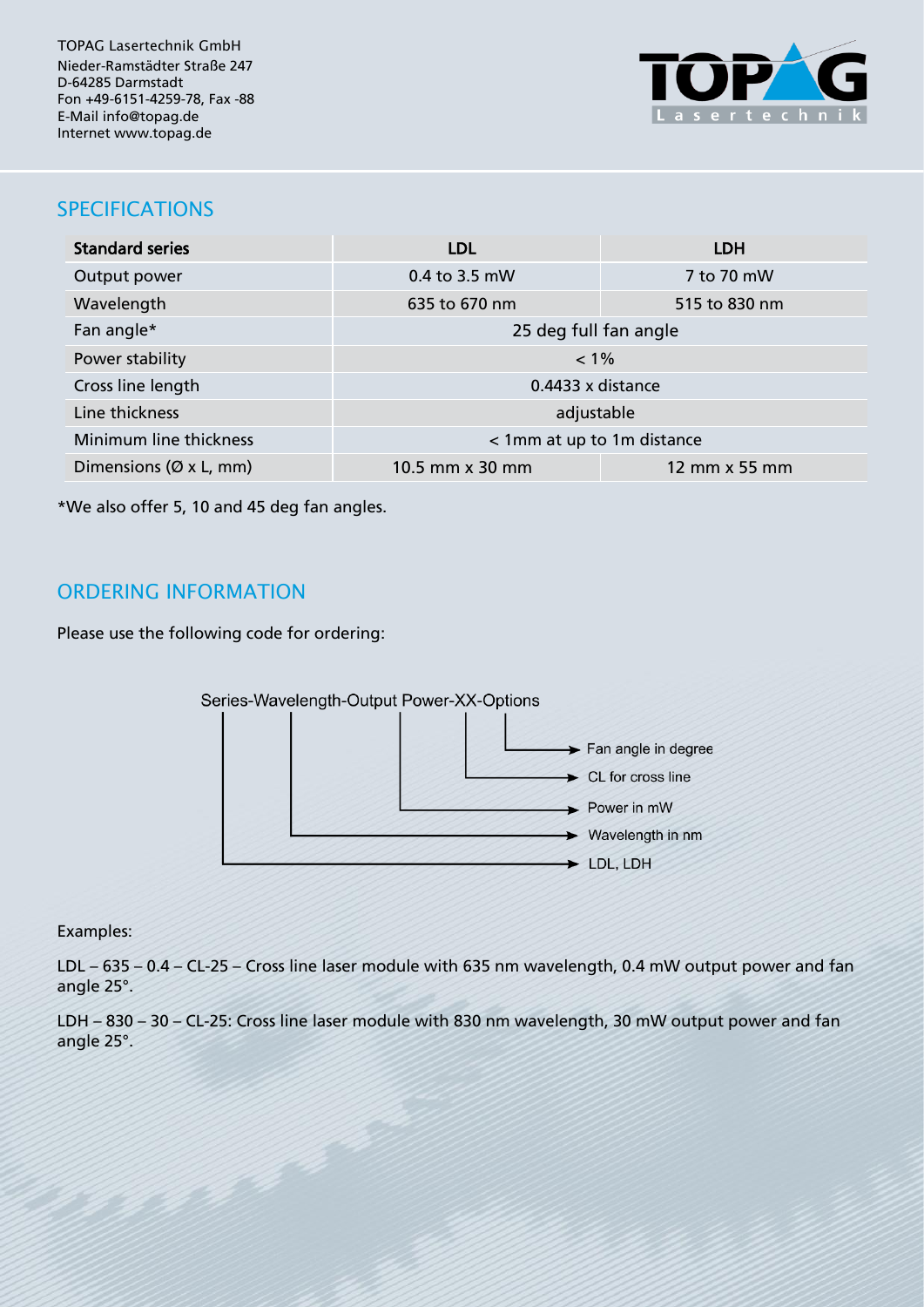TOPAG Lasertechnik GmbH
Nieder-Ramstädter Straße 247
D-64285 Darmstadt
Fon +49-6151-4259-78, Fax -88
E-Mail info@topag.de
Internet www.topag.de

TOPAG Lasertechnik

## SPECIFICATIONS

| **Standard series** | **LDL** | **LDH** |
|---|---|---|
| Output power | 0.4 to 3.5 mW | 7 to 70 mW |
| Wavelength | 635 to 670 nm | 515 to 830 nm |
| Fan angle* | 25 deg full fan angle | |
| Power stability | < 1% | |
| Cross line length | 0.4433 x distance | |
| Line thickness | adjustable | |
| Minimum line thickness | < 1mm at up to 1m distance | |
| Dimensions (Ø x L, mm) | 10.5 mm x 30 mm | 12 mm x 55 mm |

*We also offer 5, 10 and 45 deg fan angles.

## ORDERING INFORMATION

Please use the following code for ordering:

Series-Wavelength-Output Power-XX-Options

Fan angle in degree
CL for cross line
Power in mW
Wavelength in nm
LDL, LDH

Examples:

LDL – 635 – 0.4 – CL-25 – Cross line laser module with 635 nm wavelength, 0.4 mW output power and fan angle 25°.

LDH – 830 – 30 – CL-25: Cross line laser module with 830 nm wavelength, 30 mW output power and fan angle 25°.